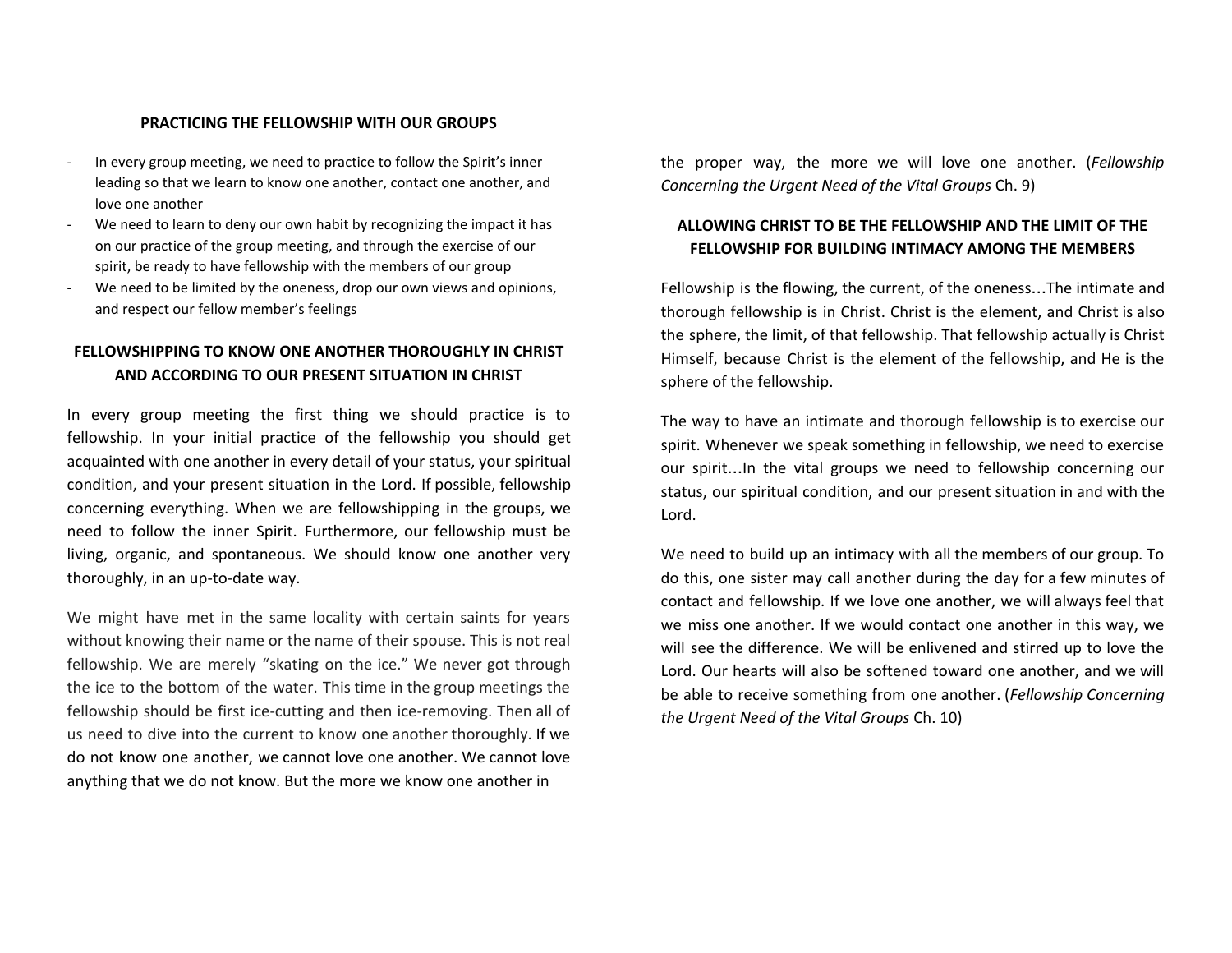### PRACTICING THE FELLOWSHIP WITH OUR GROUPS

- In every group meeting, we need to practice to follow the Spirit's inner leading so that we learn to know one another, contact one another, and love one another
- We need to learn to deny our own habit by recognizing the impact it has on our practice of the group meeting, and through the exercise of our spirit, be ready to have fellowship with the members of our group
- We need to be limited by the oneness, drop our own views and opinions, and respect our fellow member's feelings

### FELLOWSHIPPING TO KNOW ONE ANOTHER THOROUGHLY IN CHRIST AND ACCORDING TO OUR PRESENT SITUATION IN CHRIST

In every group meeting the first thing we should practice is to fellowship. In your initial practice of the fellowship you should get acquainted with one another in every detail of your status, your spiritual condition, and your present situation in the Lord. If possible, fellowship concerning everything. When we are fellowshipping in the groups, we need to follow the inner Spirit. Furthermore, our fellowship must be living, organic, and spontaneous. We should know one another very thoroughly, in an up-to-date way.

We might have met in the same locality with certain saints for years without knowing their name or the name of their spouse. This is not real fellowship. We are merely "skating on the ice." We never got through the ice to the bottom of the water. This time in the group meetings the fellowship should be first ice-cutting and then ice-removing. Then all of us need to dive into the current to know one another thoroughly. If we do not know one another, we cannot love one another. We cannot love anything that we do not know. But the more we know one another in the proper way, the more we will love one another. (*Fellowship Concerning the Urgent Need of the Vital Groups* Ch. 9)

### ALLOWING CHRIST TO BE THE FELLOWSHIP AND THE LIMIT OF THE FELLOWSHIP FOR BUILDING INTIMACY AMONG THE MEMBERS

Fellowship is the flowing, the current, of the oneness…The intimate and thorough fellowship is in Christ. Christ is the element, and Christ is also the sphere, the limit, of that fellowship. That fellowship actually is Christ Himself, because Christ is the element of the fellowship, and He is the sphere of the fellowship.

The way to have an intimate and thorough fellowship is to exercise our spirit. Whenever we speak something in fellowship, we need to exercise our spirit…In the vital groups we need to fellowship concerning our status, our spiritual condition, and our present situation in and with the Lord.

We need to build up an intimacy with all the members of our group. To do this, one sister may call another during the day for a few minutes of contact and fellowship. If we love one another, we will always feel that we miss one another. If we would contact one another in this way, we will see the difference. We will be enlivened and stirred up to love the Lord. Our hearts will also be softened toward one another, and we will be able to receive something from one another. (*Fellowship Concerning the Urgent Need of the Vital Groups* Ch. 10)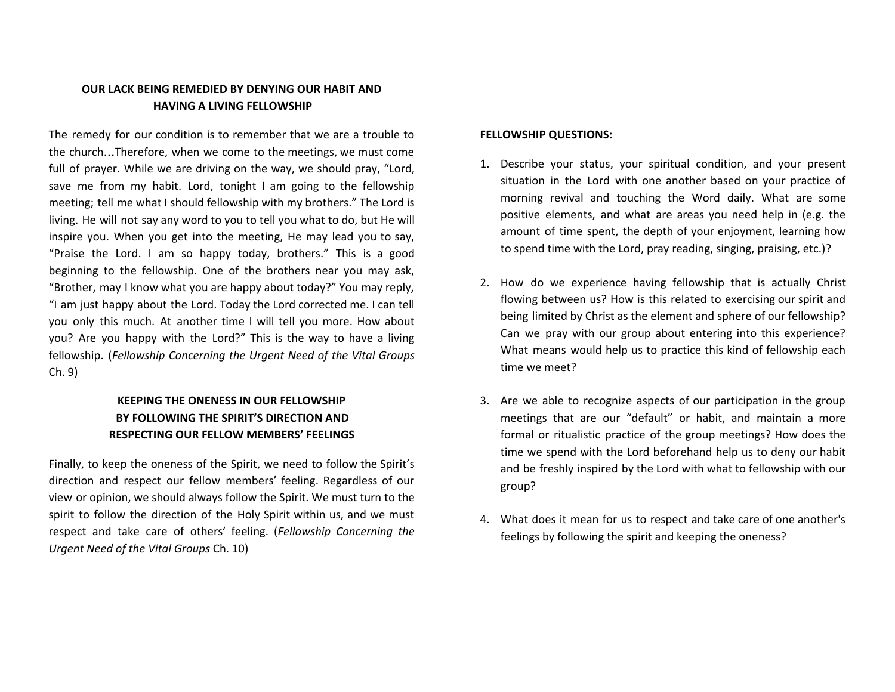## OUR LACK BEING REMEDIED BY DENYING OUR HABIT AND HAVING A LIVING FELLOWSHIP

The remedy for our condition is to remember that we are a trouble to the church…Therefore, when we come to the meetings, we must come full of prayer. While we are driving on the way, we should pray, "Lord, save me from my habit. Lord, tonight I am going to the fellowship meeting; tell me what I should fellowship with my brothers." The Lord is living. He will not say any word to you to tell you what to do, but He will inspire you. When you get into the meeting, He may lead you to say, "Praise the Lord. I am so happy today, brothers." This is a good beginning to the fellowship. One of the brothers near you may ask, "Brother, may I know what you are happy about today?" You may reply, "I am just happy about the Lord. Today the Lord corrected me. I can tell you only this much. At another time I will tell you more. How about you? Are you happy with the Lord?" This is the way to have a living fellowship. (*Fellowship Concerning the Urgent Need of the Vital Groups* Ch. 9)

## KEEPING THE ONENESS IN OUR FELLOWSHIP BY FOLLOWING THE SPIRIT'S DIRECTION AND RESPECTING OUR FELLOW MEMBERS' FEELINGS

Finally, to keep the oneness of the Spirit, we need to follow the Spirit's direction and respect our fellow members' feeling. Regardless of our view or opinion, we should always follow the Spirit. We must turn to the spirit to follow the direction of the Holy Spirit within us, and we must respect and take care of others' feeling. (*Fellowship Concerning the Urgent Need of the Vital Groups* Ch. 10)

**FELLOWSHIP QUESTIONS:**

1. Describe your status, your spiritual condition, and your present situation in the Lord with one another based on your practice of morning revival and touching the Word daily. What are some positive elements, and what are areas you need help in (e.g. the amount of time spent, the depth of your enjoyment, learning how to spend time with the Lord, pray reading, singing, praising, etc.)?

2. How do we experience having fellowship that is actually Christ flowing between us? How is this related to exercising our spirit and being limited by Christ as the element and sphere of our fellowship? Can we pray with our group about entering into this experience? What means would help us to practice this kind of fellowship each time we meet?

3. Are we able to recognize aspects of our participation in the group meetings that are our "default" or habit, and maintain a more formal or ritualistic practice of the group meetings? How does the time we spend with the Lord beforehand help us to deny our habit and be freshly inspired by the Lord with what to fellowship with our group?

4. What does it mean for us to respect and take care of one another's feelings by following the spirit and keeping the oneness?